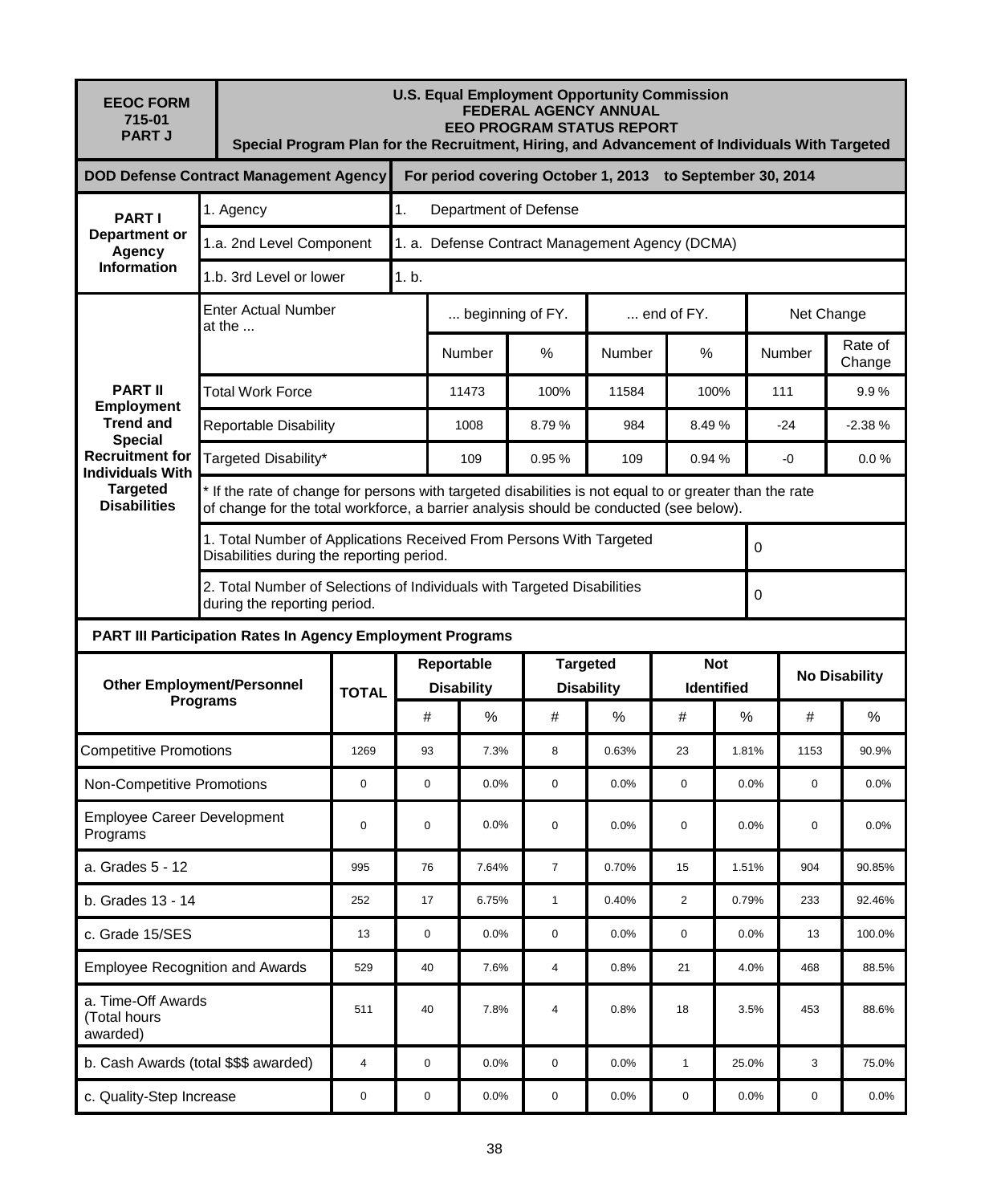| EEOC FORM 715-01 PART J | U.S. Equal Employment Opportunity Commission FEDERAL AGENCY ANNUAL EEO PROGRAM STATUS REPORT Special Program Plan for the Recruitment, Hiring, and Advancement of Individuals With Targeted |
|---|---|
| **DOD Defense Contract Management Agency** | **For period covering October 1, 2013 to September 30, 2014** |

| PART I Department or Agency Information | | |
|---|---|---|
| 1. Agency | 1. | Department of Defense |
| 1.a. 2nd Level Component | 1. a. | Defense Contract Management Agency (DCMA) |
| 1.b. 3rd Level or lower | 1. b. | |

| PART II Employment Trend and Special Recruitment for Individuals With Targeted Disabilities | ... beginning of FY. | | ... end of FY. | | Net Change | |
|---|---|---|---|---|---|---|
| Enter Actual Number at the ... | Number | % | Number | % | Number | Rate of Change |
| Total Work Force | 11473 | 100% | 11584 | 100% | 111 | 9.9 % |
| Reportable Disability | 1008 | 8.79 % | 984 | 8.49 % | -24 | -2.38 % |
| Targeted Disability* | 109 | 0.95 % | 109 | 0.94 % | -0 | 0.0 % |

* If the rate of change for persons with targeted disabilities is not equal to or greater than the rate of change for the total workforce, a barrier analysis should be conducted (see below).

| | |
|---|---|
| 1. Total Number of Applications Received From Persons With Targeted Disabilities during the reporting period. | 0 |
| 2. Total Number of Selections of Individuals with Targeted Disabilities during the reporting period. | 0 |

**PART III Participation Rates In Agency Employment Programs**

| Other Employment/Personnel Programs | TOTAL | Reportable Disability | | Targeted Disability | | Not Identified | | No Disability | |
|---|---|---|---|---|---|---|---|---|---|
| | | # | % | # | % | # | % | # | % |
| Competitive Promotions | 1269 | 93 | 7.3% | 8 | 0.63% | 23 | 1.81% | 1153 | 90.9% |
| Non-Competitive Promotions | 0 | 0 | 0.0% | 0 | 0.0% | 0 | 0.0% | 0 | 0.0% |
| Employee Career Development Programs | 0 | 0 | 0.0% | 0 | 0.0% | 0 | 0.0% | 0 | 0.0% |
| a. Grades 5 - 12 | 995 | 76 | 7.64% | 7 | 0.70% | 15 | 1.51% | 904 | 90.85% |
| b. Grades 13 - 14 | 252 | 17 | 6.75% | 1 | 0.40% | 2 | 0.79% | 233 | 92.46% |
| c. Grade 15/SES | 13 | 0 | 0.0% | 0 | 0.0% | 0 | 0.0% | 13 | 100.0% |
| Employee Recognition and Awards | 529 | 40 | 7.6% | 4 | 0.8% | 21 | 4.0% | 468 | 88.5% |
| a. Time-Off Awards (Total hours awarded) | 511 | 40 | 7.8% | 4 | 0.8% | 18 | 3.5% | 453 | 88.6% |
| b. Cash Awards (total $$$ awarded) | 4 | 0 | 0.0% | 0 | 0.0% | 1 | 25.0% | 3 | 75.0% |
| c. Quality-Step Increase | 0 | 0 | 0.0% | 0 | 0.0% | 0 | 0.0% | 0 | 0.0% |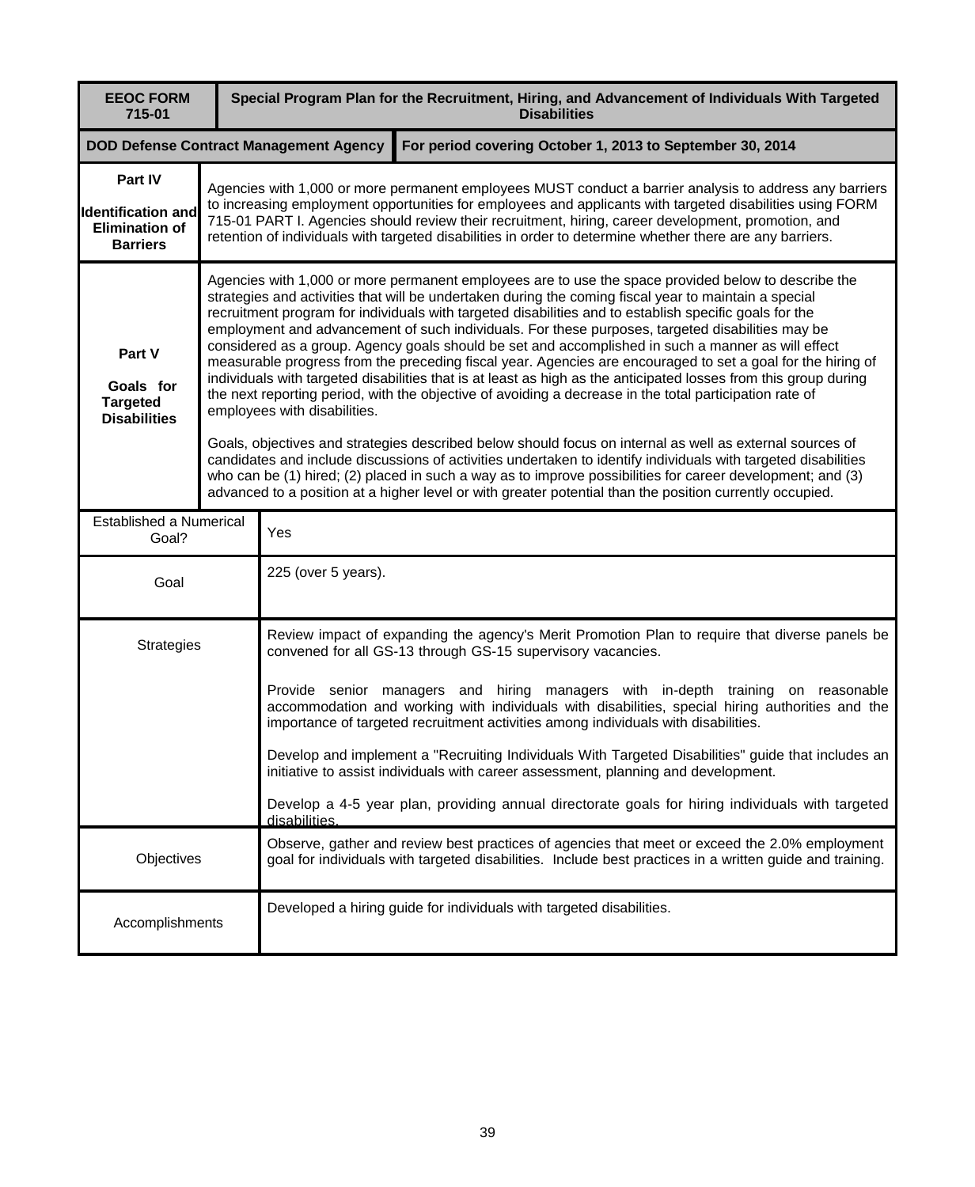| | |
|---|---|
| **EEOC FORM 715-01** | **Special Program Plan for the Recruitment, Hiring, and Advancement of Individuals With Targeted Disabilities** |
| **DOD Defense Contract Management Agency** | **For period covering October 1, 2013 to September 30, 2014** |
| **Part IV Identification and Elimination of Barriers** | Agencies with 1,000 or more permanent employees MUST conduct a barrier analysis to address any barriers to increasing employment opportunities for employees and applicants with targeted disabilities using FORM 715-01 PART I. Agencies should review their recruitment, hiring, career development, promotion, and retention of individuals with targeted disabilities in order to determine whether there are any barriers. |
| **Part V Goals for Targeted Disabilities** | Agencies with 1,000 or more permanent employees are to use the space provided below to describe the strategies and activities that will be undertaken during the coming fiscal year to maintain a special recruitment program for individuals with targeted disabilities and to establish specific goals for the employment and advancement of such individuals. For these purposes, targeted disabilities may be considered as a group. Agency goals should be set and accomplished in such a manner as will effect measurable progress from the preceding fiscal year. Agencies are encouraged to set a goal for the hiring of individuals with targeted disabilities that is at least as high as the anticipated losses from this group during the next reporting period, with the objective of avoiding a decrease in the total participation rate of employees with disabilities.<br><br>Goals, objectives and strategies described below should focus on internal as well as external sources of candidates and include discussions of activities undertaken to identify individuals with targeted disabilities who can be (1) hired; (2) placed in such a way as to improve possibilities for career development; and (3) advanced to a position at a higher level or with greater potential than the position currently occupied. |
| Established a Numerical Goal? | Yes |
| Goal | 225 (over 5 years). |
| Strategies | Review impact of expanding the agency's Merit Promotion Plan to require that diverse panels be convened for all GS-13 through GS-15 supervisory vacancies.<br><br>Provide senior managers and hiring managers with in-depth training on reasonable accommodation and working with individuals with disabilities, special hiring authorities and the importance of targeted recruitment activities among individuals with disabilities.<br><br>Develop and implement a "Recruiting Individuals With Targeted Disabilities" guide that includes an initiative to assist individuals with career assessment, planning and development.<br><br>Develop a 4-5 year plan, providing annual directorate goals for hiring individuals with targeted disabilities. |
| Objectives | Observe, gather and review best practices of agencies that meet or exceed the 2.0% employment goal for individuals with targeted disabilities. Include best practices in a written guide and training. |
| Accomplishments | Developed a hiring guide for individuals with targeted disabilities. |